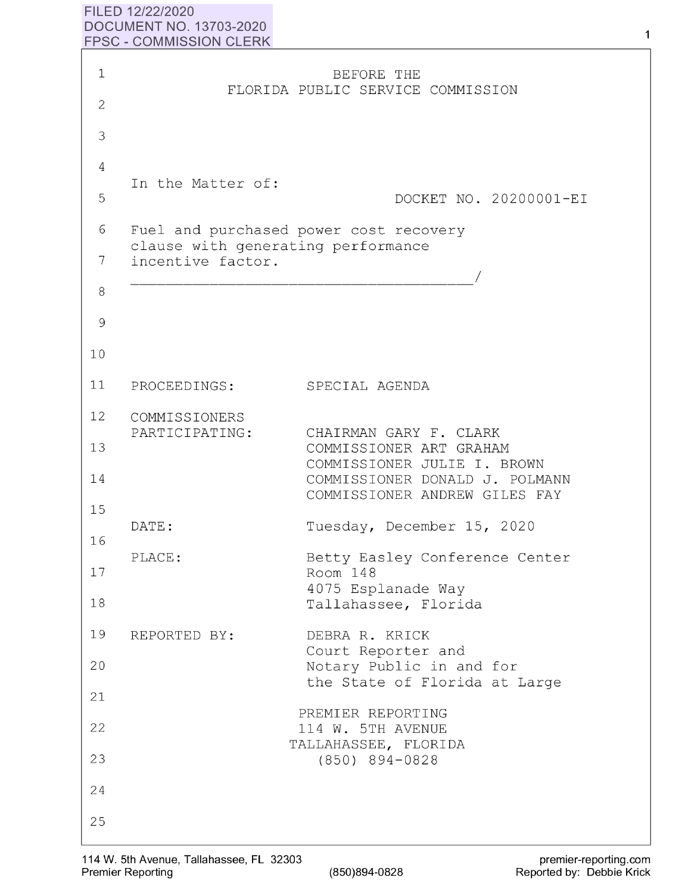FILED 12/22/2020
DOCUMENT NO. 13703-2020
FPSC - COMMISSION CLERK

# BEFORE THE FLORIDA PUBLIC SERVICE COMMISSION

In the Matter of:

DOCKET NO. 20200001-EI

Fuel and purchased power cost recovery clause with generating performance incentive factor.
_______________________________________/

PROCEEDINGS: SPECIAL AGENDA

COMMISSIONERS PARTICIPATING:
CHAIRMAN GARY F. CLARK
COMMISSIONER ART GRAHAM
COMMISSIONER JULIE I. BROWN
COMMISSIONER DONALD J. POLMANN
COMMISSIONER ANDREW GILES FAY

DATE: Tuesday, December 15, 2020

PLACE: Betty Easley Conference Center
Room 148
4075 Esplanade Way
Tallahassee, Florida

REPORTED BY: DEBRA R. KRICK
Court Reporter and
Notary Public in and for
the State of Florida at Large

PREMIER REPORTING
114 W. 5TH AVENUE
TALLAHASSEE, FLORIDA
(850) 894-0828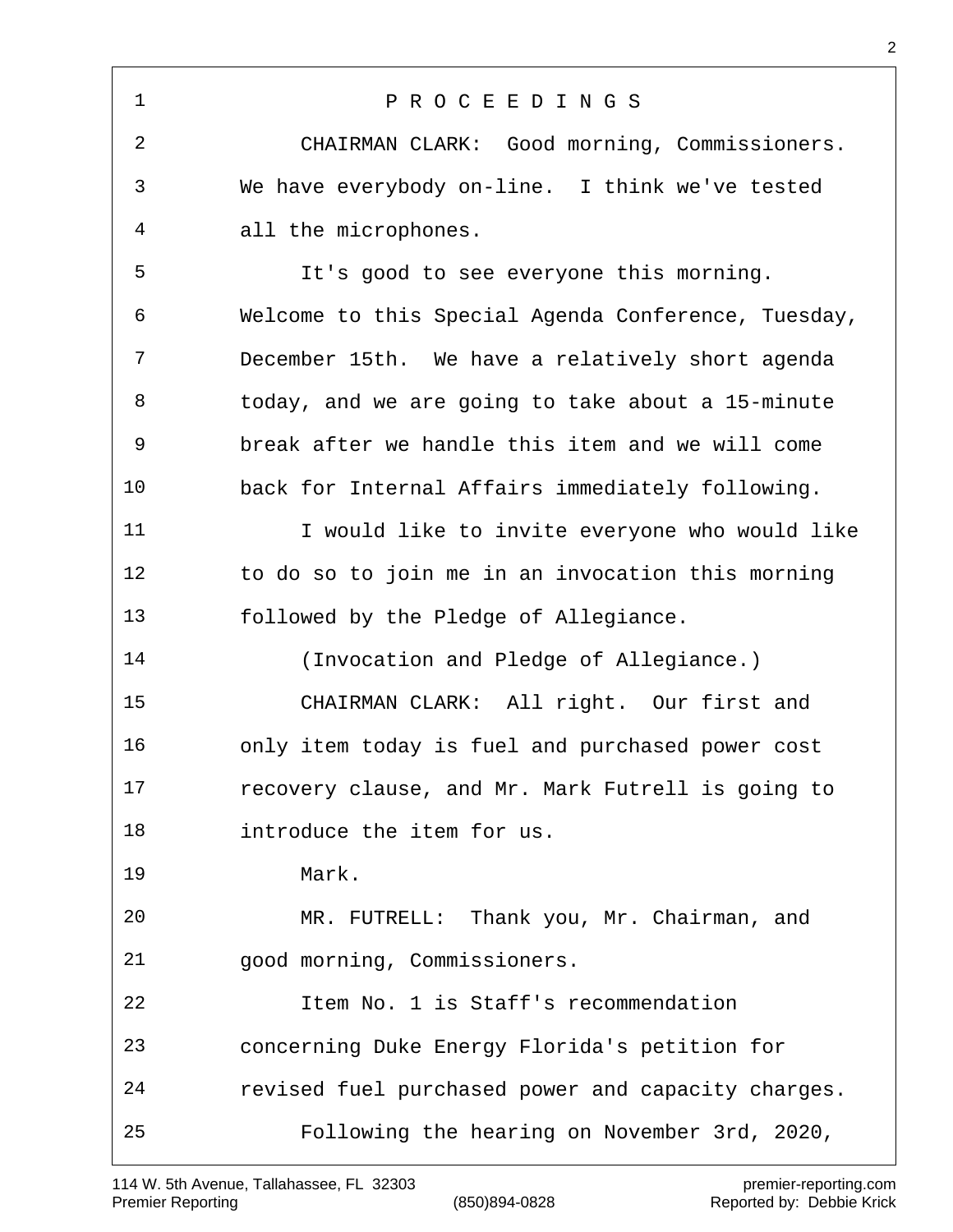PROCEEDINGS

CHAIRMAN CLARK: Good morning, Commissioners. We have everybody on-line. I think we've tested all the microphones.

It's good to see everyone this morning. Welcome to this Special Agenda Conference, Tuesday, December 15th. We have a relatively short agenda today, and we are going to take about a 15-minute break after we handle this item and we will come back for Internal Affairs immediately following.

I would like to invite everyone who would like to do so to join me in an invocation this morning followed by the Pledge of Allegiance.

(Invocation and Pledge of Allegiance.)

CHAIRMAN CLARK: All right. Our first and only item today is fuel and purchased power cost recovery clause, and Mr. Mark Futrell is going to introduce the item for us.

Mark.

MR. FUTRELL: Thank you, Mr. Chairman, and good morning, Commissioners.

Item No. 1 is Staff's recommendation concerning Duke Energy Florida's petition for revised fuel purchased power and capacity charges.

Following the hearing on November 3rd, 2020,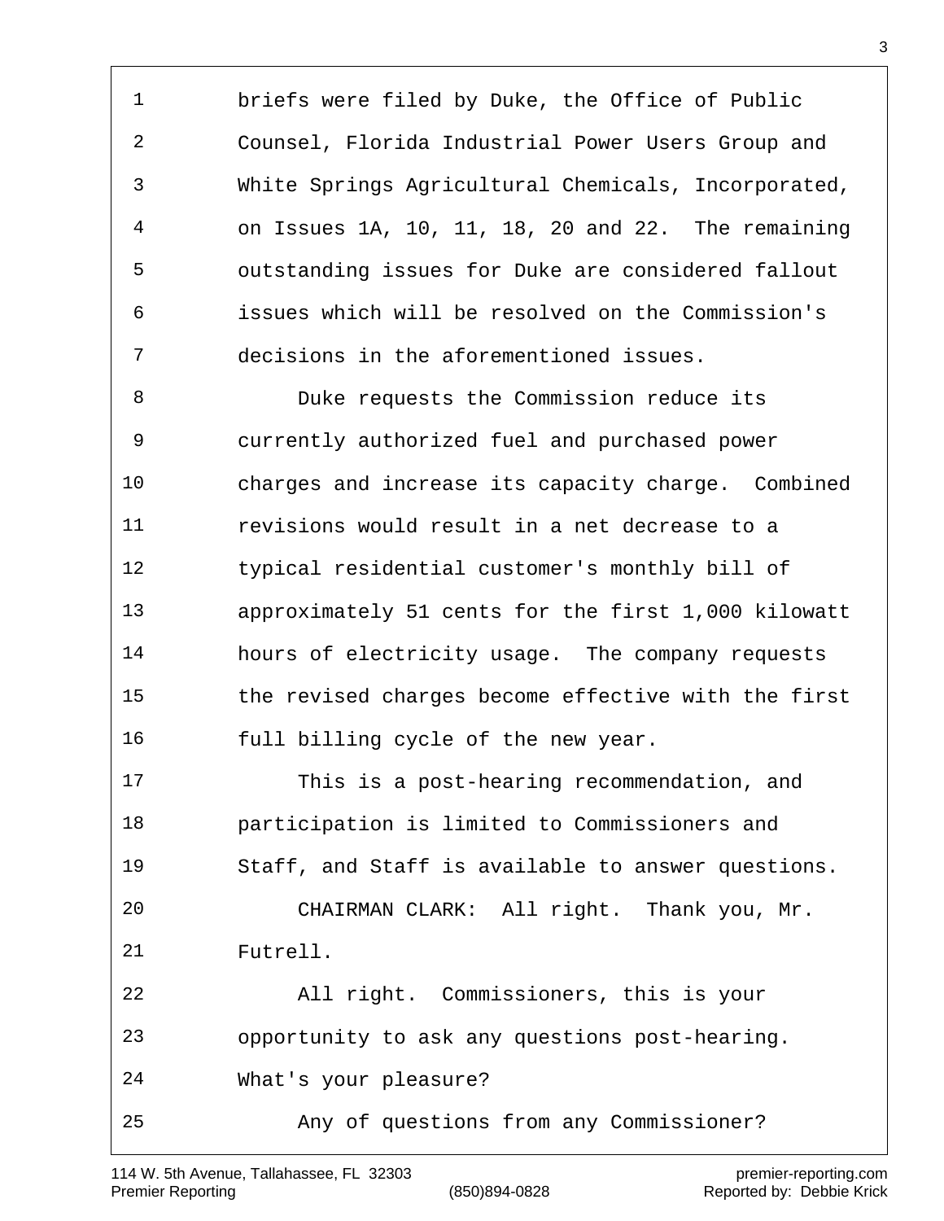briefs were filed by Duke, the Office of Public Counsel, Florida Industrial Power Users Group and White Springs Agricultural Chemicals, Incorporated, on Issues 1A, 10, 11, 18, 20 and 22. The remaining outstanding issues for Duke are considered fallout issues which will be resolved on the Commission's decisions in the aforementioned issues.

Duke requests the Commission reduce its currently authorized fuel and purchased power charges and increase its capacity charge. Combined revisions would result in a net decrease to a typical residential customer's monthly bill of approximately 51 cents for the first 1,000 kilowatt hours of electricity usage. The company requests the revised charges become effective with the first full billing cycle of the new year.

This is a post-hearing recommendation, and participation is limited to Commissioners and Staff, and Staff is available to answer questions.

CHAIRMAN CLARK: All right. Thank you, Mr. Futrell.

All right. Commissioners, this is your opportunity to ask any questions post-hearing. What's your pleasure?

Any of questions from any Commissioner?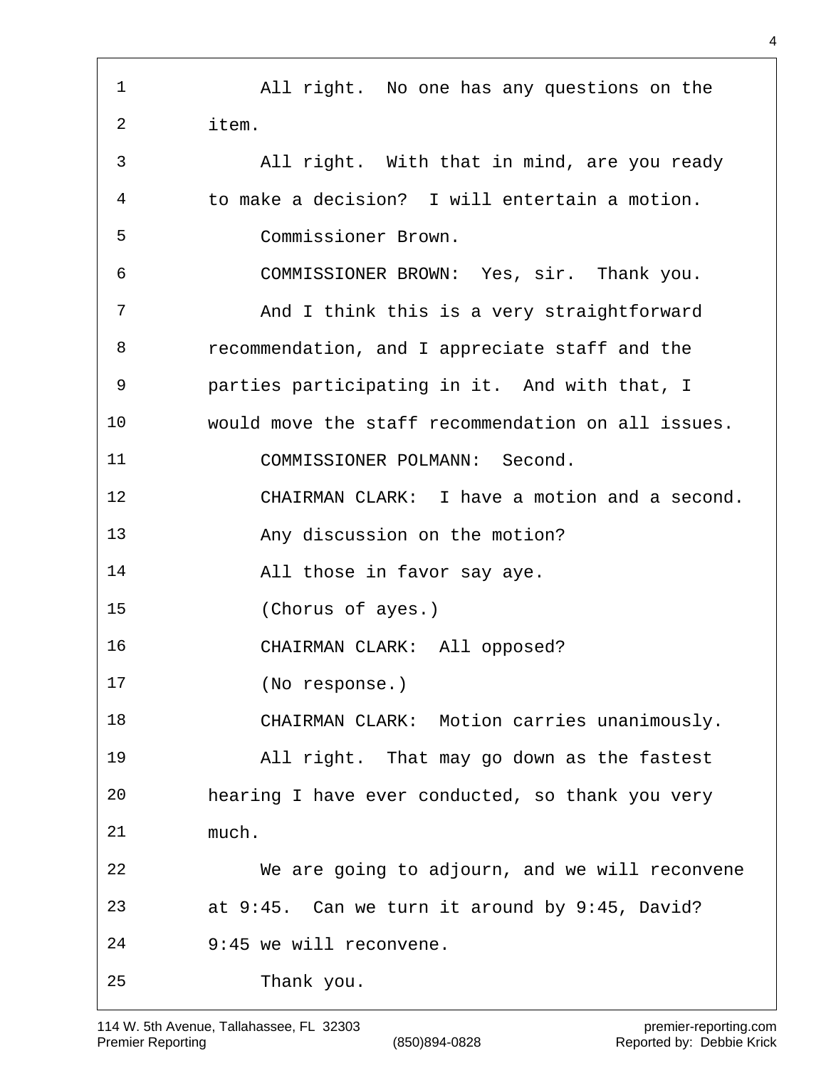All right. No one has any questions on the item.

All right. With that in mind, are you ready to make a decision? I will entertain a motion.

Commissioner Brown.

COMMISSIONER BROWN: Yes, sir. Thank you.

And I think this is a very straightforward recommendation, and I appreciate staff and the parties participating in it. And with that, I would move the staff recommendation on all issues.

COMMISSIONER POLMANN: Second.

CHAIRMAN CLARK: I have a motion and a second.

Any discussion on the motion?

All those in favor say aye.

(Chorus of ayes.)

CHAIRMAN CLARK: All opposed?

(No response.)

CHAIRMAN CLARK: Motion carries unanimously.

All right. That may go down as the fastest hearing I have ever conducted, so thank you very much.

We are going to adjourn, and we will reconvene at 9:45. Can we turn it around by 9:45, David? 9:45 we will reconvene.

Thank you.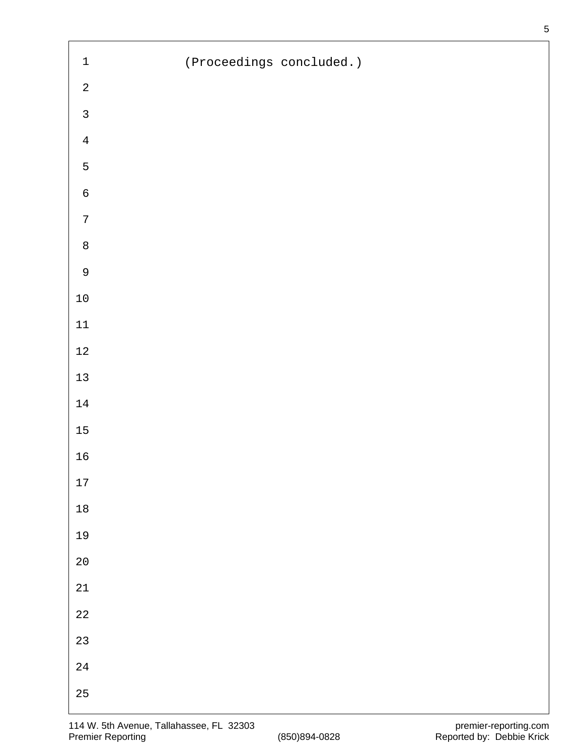(Proceedings concluded.)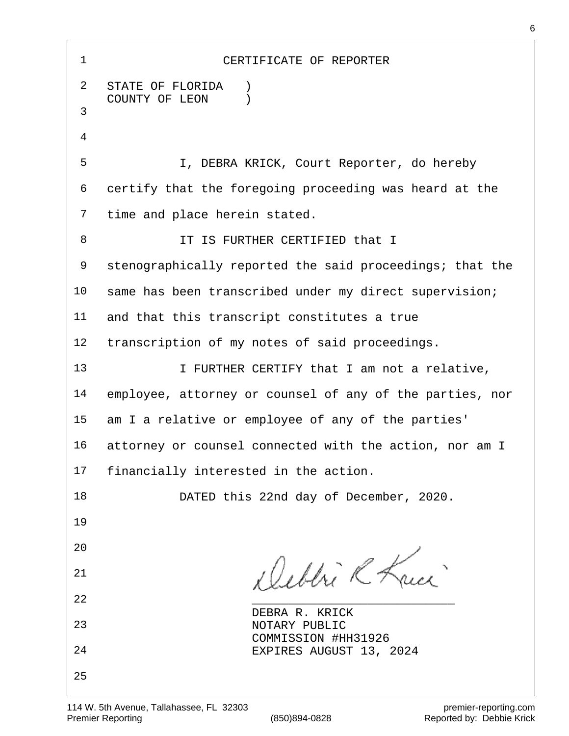# CERTIFICATE OF REPORTER

STATE OF FLORIDA )
COUNTY OF LEON )

I, DEBRA KRICK, Court Reporter, do hereby certify that the foregoing proceeding was heard at the time and place herein stated.

IT IS FURTHER CERTIFIED that I stenographically reported the said proceedings; that the same has been transcribed under my direct supervision; and that this transcript constitutes a true transcription of my notes of said proceedings.

I FURTHER CERTIFY that I am not a relative, employee, attorney or counsel of any of the parties, nor am I a relative or employee of any of the parties' attorney or counsel connected with the action, nor am I financially interested in the action.

DATED this 22nd day of December, 2020.

Debbie R Krick

_____________________________

DEBRA R. KRICK
NOTARY PUBLIC
COMMISSION #HH31926
EXPIRES AUGUST 13, 2024